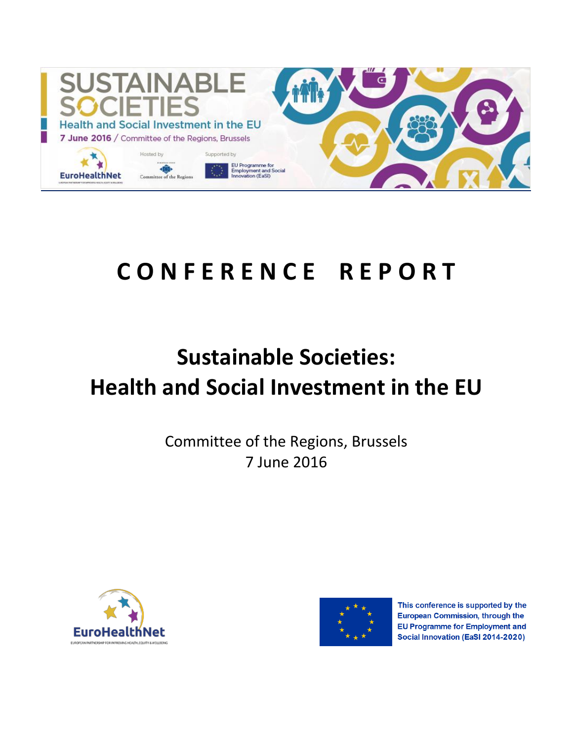SUSTAINABLE SOCIETIES

Health and Social Investment in the EU

7 June 2016 / Committee of the Regions, Brussels

Hosted by Committee of the Regions

Supported by EU Programme for Employment and Social Innovation (EaSI)

# CONFERENCE REPORT

## Sustainable Societies: Health and Social Investment in the EU

Committee of the Regions, Brussels
7 June 2016

EuroHealthNet
EUROPEAN PARTNERSHIP FOR IMPROVING HEALTH, EQUITY & WELLBEING

This conference is supported by the European Commission, through the EU Programme for Employment and Social Innovation (EaSI 2014-2020)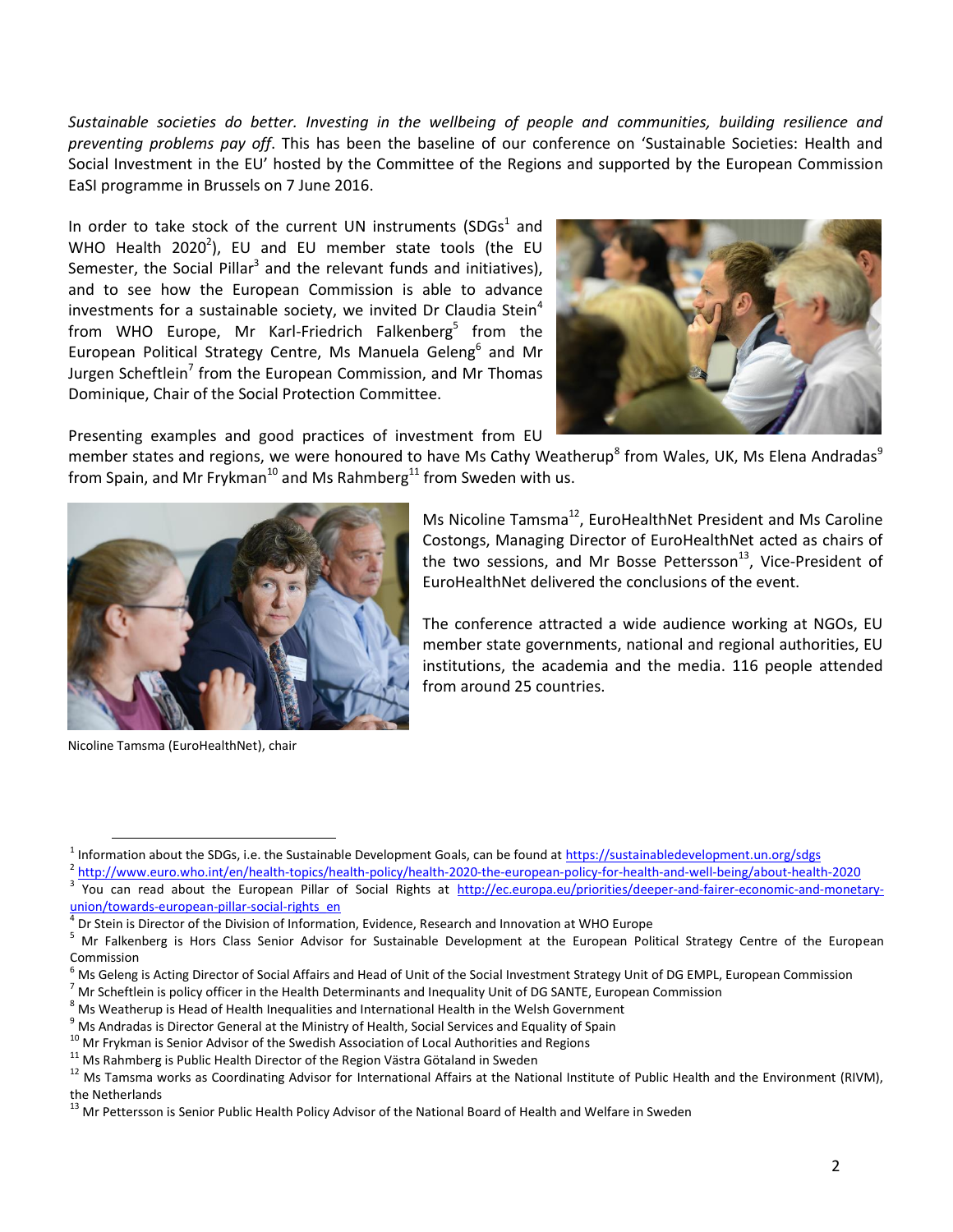*Sustainable societies do better. Investing in the wellbeing of people and communities, building resilience and preventing problems pay off*. This has been the baseline of our conference on 'Sustainable Societies: Health and Social Investment in the EU' hosted by the Committee of the Regions and supported by the European Commission EaSI programme in Brussels on 7 June 2016.

In order to take stock of the current UN instruments (SDGs[1] and WHO Health 2020[2]), EU and EU member state tools (the EU Semester, the Social Pillar[3] and the relevant funds and initiatives), and to see how the European Commission is able to advance investments for a sustainable society, we invited Dr Claudia Stein[4] from WHO Europe, Mr Karl-Friedrich Falkenberg[5] from the European Political Strategy Centre, Ms Manuela Geleng[6] and Mr Jurgen Scheftlein[7] from the European Commission, and Mr Thomas Dominique, Chair of the Social Protection Committee.

Presenting examples and good practices of investment from EU member states and regions, we were honoured to have Ms Cathy Weatherup[8] from Wales, UK, Ms Elena Andradas[9] from Spain, and Mr Frykman[10] and Ms Rahmberg[11] from Sweden with us.

Nicoline Tamsma (EuroHealthNet), chair

Ms Nicoline Tamsma[12], EuroHealthNet President and Ms Caroline Costongs, Managing Director of EuroHealthNet acted as chairs of the two sessions, and Mr Bosse Pettersson[13], Vice-President of EuroHealthNet delivered the conclusions of the event.

The conference attracted a wide audience working at NGOs, EU member state governments, national and regional authorities, EU institutions, the academia and the media. 116 people attended from around 25 countries.

---

[1] Information about the SDGs, i.e. the Sustainable Development Goals, can be found at https://sustainabledevelopment.un.org/sdgs

[2] http://www.euro.who.int/en/health-topics/health-policy/health-2020-the-european-policy-for-health-and-well-being/about-health-2020

[3] You can read about the European Pillar of Social Rights at http://ec.europa.eu/priorities/deeper-and-fairer-economic-and-monetary-union/towards-european-pillar-social-rights_en

[4] Dr Stein is Director of the Division of Information, Evidence, Research and Innovation at WHO Europe

[5] Mr Falkenberg is Hors Class Senior Advisor for Sustainable Development at the European Political Strategy Centre of the European Commission

[6] Ms Geleng is Acting Director of Social Affairs and Head of Unit of the Social Investment Strategy Unit of DG EMPL, European Commission

[7] Mr Scheftlein is policy officer in the Health Determinants and Inequality Unit of DG SANTE, European Commission

[8] Ms Weatherup is Head of Health Inequalities and International Health in the Welsh Government

[9] Ms Andradas is Director General at the Ministry of Health, Social Services and Equality of Spain

[10] Mr Frykman is Senior Advisor of the Swedish Association of Local Authorities and Regions

[11] Ms Rahmberg is Public Health Director of the Region Västra Götaland in Sweden

[12] Ms Tamsma works as Coordinating Advisor for International Affairs at the National Institute of Public Health and the Environment (RIVM), the Netherlands

[13] Mr Pettersson is Senior Public Health Policy Advisor of the National Board of Health and Welfare in Sweden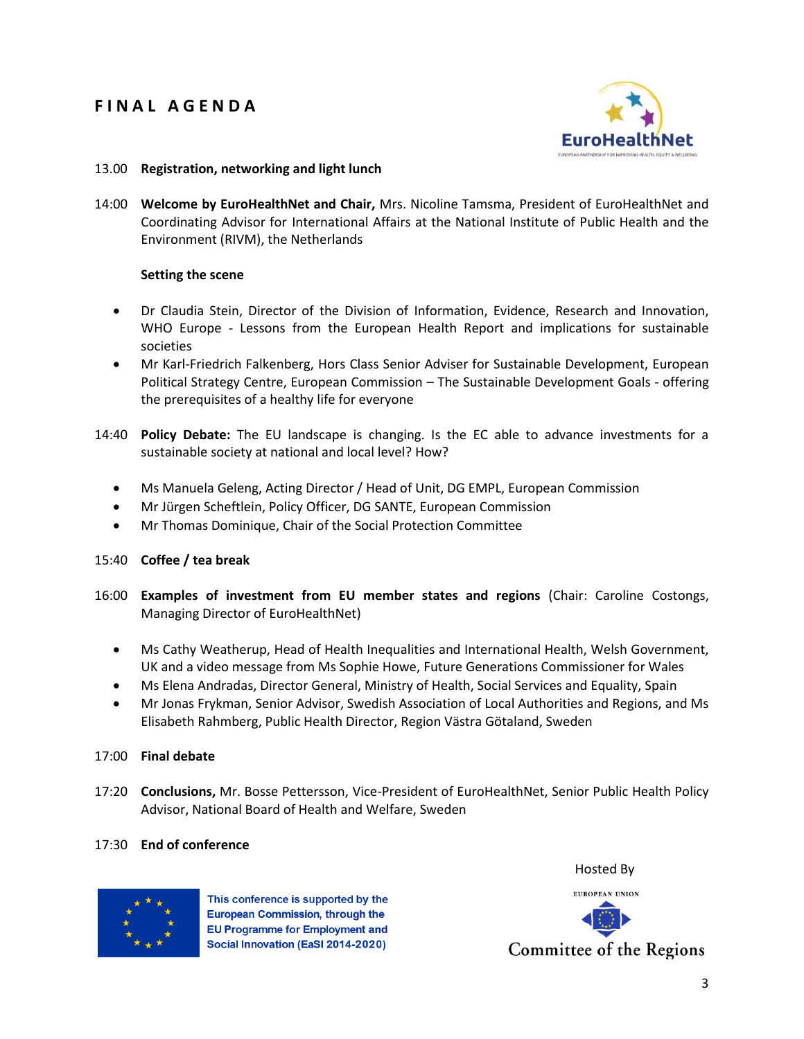# FINAL AGENDA

13.00 **Registration, networking and light lunch**

14:00 **Welcome by EuroHealthNet and Chair,** Mrs. Nicoline Tamsma, President of EuroHealthNet and Coordinating Advisor for International Affairs at the National Institute of Public Health and the Environment (RIVM), the Netherlands

**Setting the scene**

- Dr Claudia Stein, Director of the Division of Information, Evidence, Research and Innovation, WHO Europe - Lessons from the European Health Report and implications for sustainable societies
- Mr Karl-Friedrich Falkenberg, Hors Class Senior Adviser for Sustainable Development, European Political Strategy Centre, European Commission – The Sustainable Development Goals - offering the prerequisites of a healthy life for everyone

14:40 **Policy Debate:** The EU landscape is changing. Is the EC able to advance investments for a sustainable society at national and local level? How?

- Ms Manuela Geleng, Acting Director / Head of Unit, DG EMPL, European Commission
- Mr Jürgen Scheftlein, Policy Officer, DG SANTE, European Commission
- Mr Thomas Dominique, Chair of the Social Protection Committee

15:40 **Coffee / tea break**

16:00 **Examples of investment from EU member states and regions** (Chair: Caroline Costongs, Managing Director of EuroHealthNet)

- Ms Cathy Weatherup, Head of Health Inequalities and International Health, Welsh Government, UK and a video message from Ms Sophie Howe, Future Generations Commissioner for Wales
- Ms Elena Andradas, Director General, Ministry of Health, Social Services and Equality, Spain
- Mr Jonas Frykman, Senior Advisor, Swedish Association of Local Authorities and Regions, and Ms Elisabeth Rahmberg, Public Health Director, Region Västra Götaland, Sweden

17:00 **Final debate**

17:20 **Conclusions,** Mr. Bosse Pettersson, Vice-President of EuroHealthNet, Senior Public Health Policy Advisor, National Board of Health and Welfare, Sweden

17:30 **End of conference**

This conference is supported by the European Commission, through the EU Programme for Employment and Social Innovation (EaSI 2014-2020)

Hosted By

European Union Committee of the Regions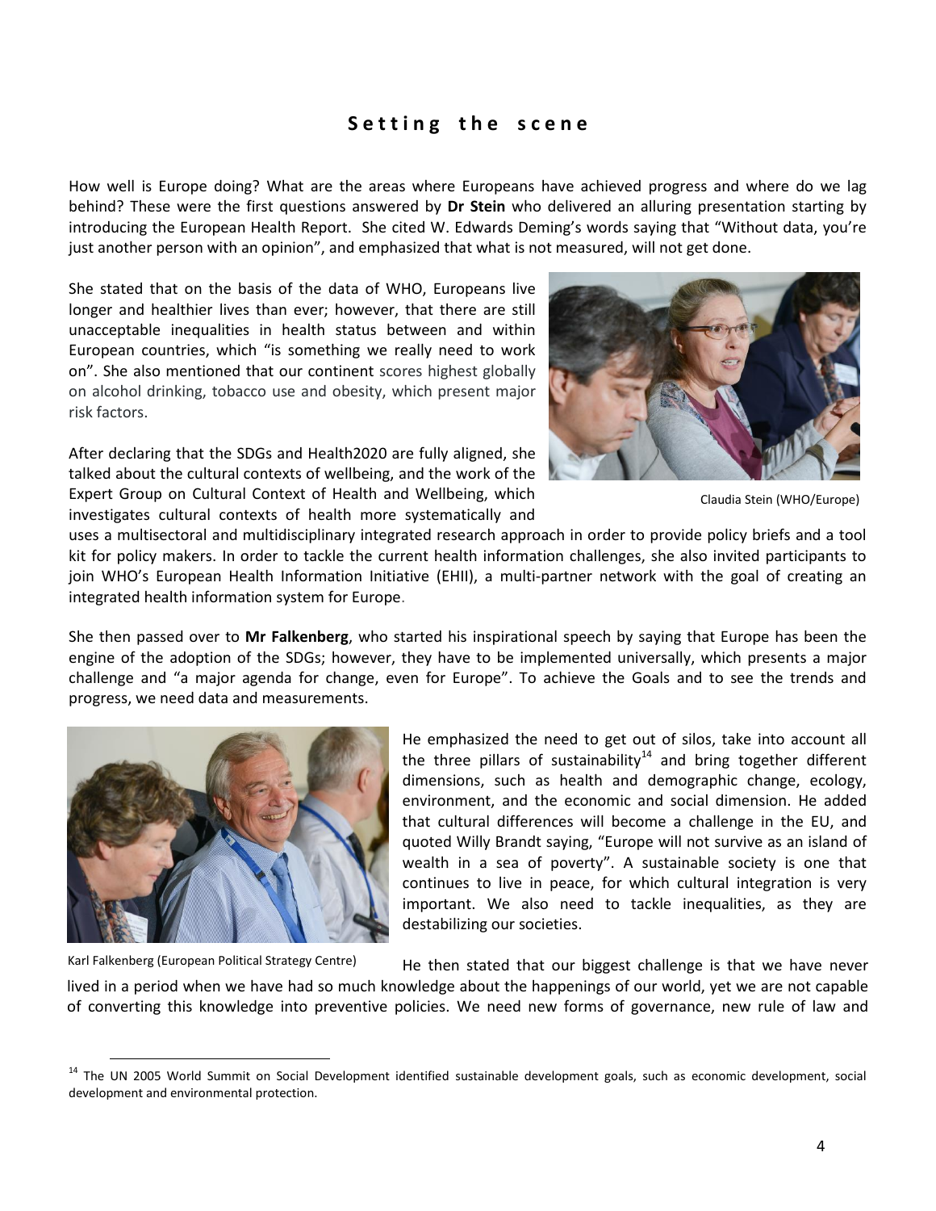## Setting the scene

How well is Europe doing? What are the areas where Europeans have achieved progress and where do we lag behind? These were the first questions answered by **Dr Stein** who delivered an alluring presentation starting by introducing the European Health Report. She cited W. Edwards Deming's words saying that "Without data, you're just another person with an opinion", and emphasized that what is not measured, will not get done.

She stated that on the basis of the data of WHO, Europeans live longer and healthier lives than ever; however, that there are still unacceptable inequalities in health status between and within European countries, which "is something we really need to work on". She also mentioned that our continent scores highest globally on alcohol drinking, tobacco use and obesity, which present major risk factors.

Claudia Stein (WHO/Europe)

After declaring that the SDGs and Health2020 are fully aligned, she talked about the cultural contexts of wellbeing, and the work of the Expert Group on Cultural Context of Health and Wellbeing, which investigates cultural contexts of health more systematically and uses a multisectoral and multidisciplinary integrated research approach in order to provide policy briefs and a tool kit for policy makers. In order to tackle the current health information challenges, she also invited participants to join WHO's European Health Information Initiative (EHII), a multi-partner network with the goal of creating an integrated health information system for Europe.

She then passed over to **Mr Falkenberg**, who started his inspirational speech by saying that Europe has been the engine of the adoption of the SDGs; however, they have to be implemented universally, which presents a major challenge and "a major agenda for change, even for Europe". To achieve the Goals and to see the trends and progress, we need data and measurements.

Karl Falkenberg (European Political Strategy Centre)

He emphasized the need to get out of silos, take into account all the three pillars of sustainability[14] and bring together different dimensions, such as health and demographic change, ecology, environment, and the economic and social dimension. He added that cultural differences will become a challenge in the EU, and quoted Willy Brandt saying, "Europe will not survive as an island of wealth in a sea of poverty". A sustainable society is one that continues to live in peace, for which cultural integration is very important. We also need to tackle inequalities, as they are destabilizing our societies.

He then stated that our biggest challenge is that we have never lived in a period when we have had so much knowledge about the happenings of our world, yet we are not capable of converting this knowledge into preventive policies. We need new forms of governance, new rule of law and

[14] The UN 2005 World Summit on Social Development identified sustainable development goals, such as economic development, social development and environmental protection.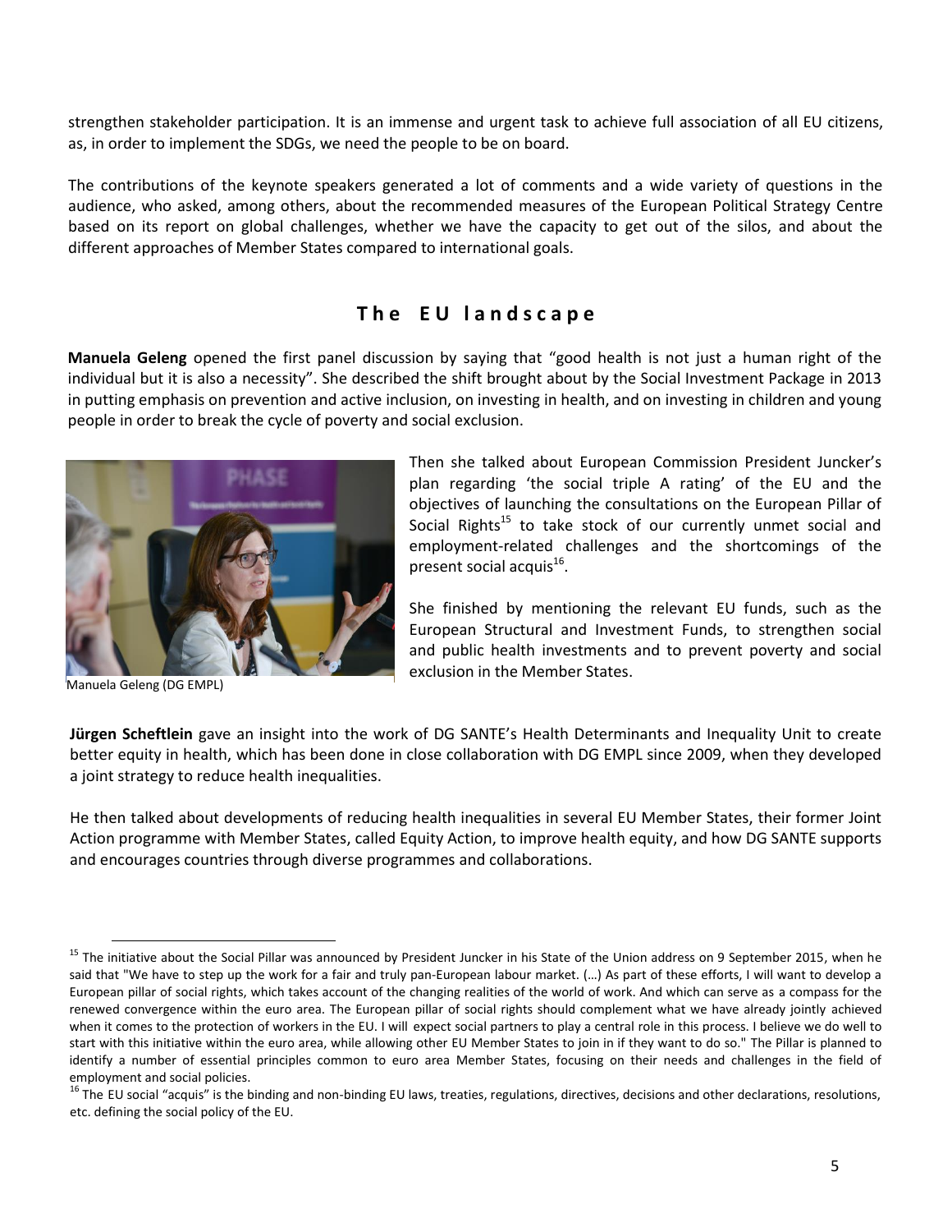strengthen stakeholder participation. It is an immense and urgent task to achieve full association of all EU citizens, as, in order to implement the SDGs, we need the people to be on board.

The contributions of the keynote speakers generated a lot of comments and a wide variety of questions in the audience, who asked, among others, about the recommended measures of the European Political Strategy Centre based on its report on global challenges, whether we have the capacity to get out of the silos, and about the different approaches of Member States compared to international goals.

## The EU landscape

**Manuela Geleng** opened the first panel discussion by saying that "good health is not just a human right of the individual but it is also a necessity". She described the shift brought about by the Social Investment Package in 2013 in putting emphasis on prevention and active inclusion, on investing in health, and on investing in children and young people in order to break the cycle of poverty and social exclusion.

Manuela Geleng (DG EMPL)

Then she talked about European Commission President Juncker's plan regarding 'the social triple A rating' of the EU and the objectives of launching the consultations on the European Pillar of Social Rights[15] to take stock of our currently unmet social and employment-related challenges and the shortcomings of the present social acquis[16].

She finished by mentioning the relevant EU funds, such as the European Structural and Investment Funds, to strengthen social and public health investments and to prevent poverty and social exclusion in the Member States.

**Jürgen Scheftlein** gave an insight into the work of DG SANTE's Health Determinants and Inequality Unit to create better equity in health, which has been done in close collaboration with DG EMPL since 2009, when they developed a joint strategy to reduce health inequalities.

He then talked about developments of reducing health inequalities in several EU Member States, their former Joint Action programme with Member States, called Equity Action, to improve health equity, and how DG SANTE supports and encourages countries through diverse programmes and collaborations.

---

[15] The initiative about the Social Pillar was announced by President Juncker in his State of the Union address on 9 September 2015, when he said that "We have to step up the work for a fair and truly pan-European labour market. (…) As part of these efforts, I will want to develop a European pillar of social rights, which takes account of the changing realities of the world of work. And which can serve as a compass for the renewed convergence within the euro area. The European pillar of social rights should complement what we have already jointly achieved when it comes to the protection of workers in the EU. I will expect social partners to play a central role in this process. I believe we do well to start with this initiative within the euro area, while allowing other EU Member States to join in if they want to do so." The Pillar is planned to identify a number of essential principles common to euro area Member States, focusing on their needs and challenges in the field of employment and social policies.

[16] The EU social "acquis" is the binding and non-binding EU laws, treaties, regulations, directives, decisions and other declarations, resolutions, etc. defining the social policy of the EU.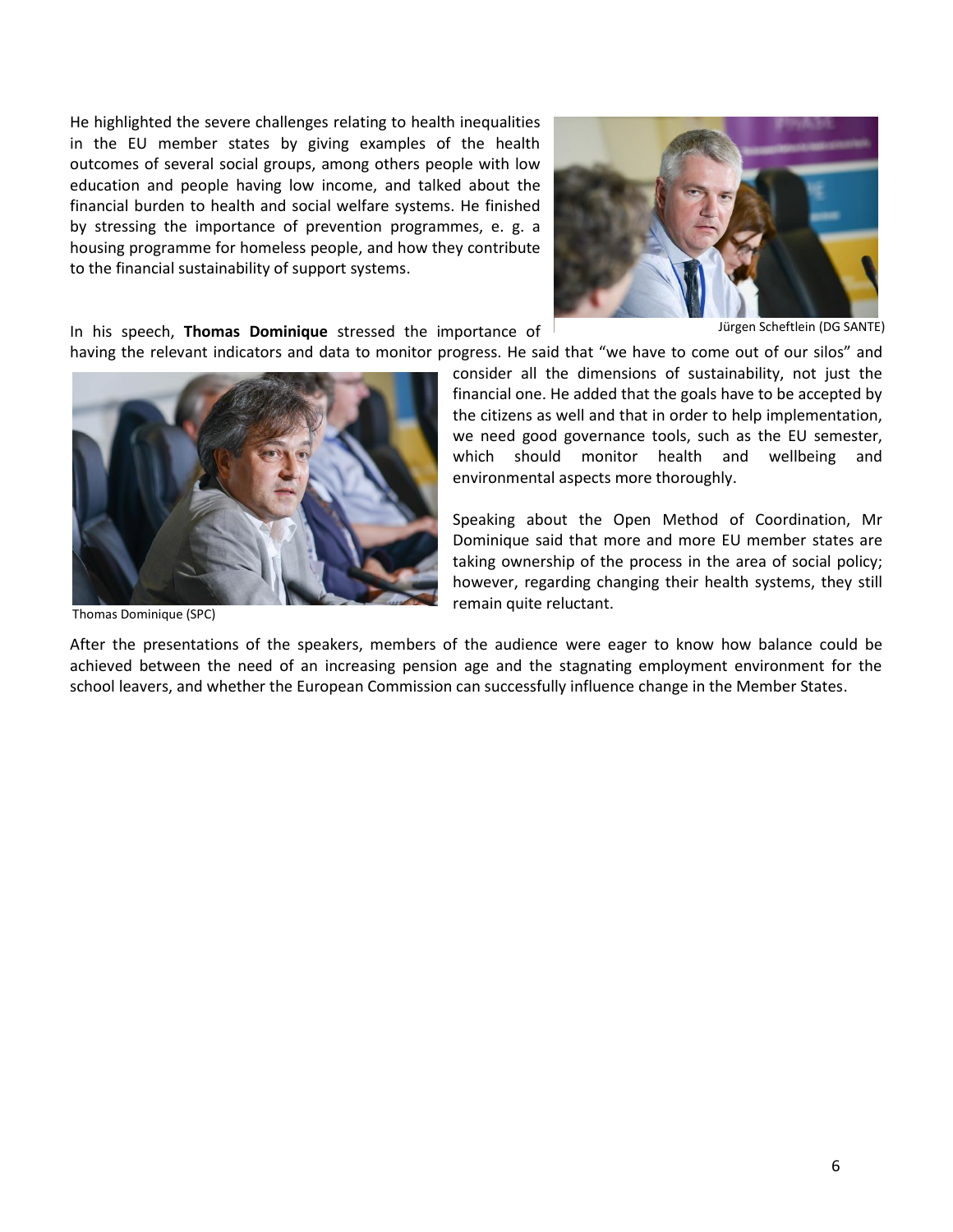He highlighted the severe challenges relating to health inequalities in the EU member states by giving examples of the health outcomes of several social groups, among others people with low education and people having low income, and talked about the financial burden to health and social welfare systems. He finished by stressing the importance of prevention programmes, e. g. a housing programme for homeless people, and how they contribute to the financial sustainability of support systems.

Jürgen Scheftlein (DG SANTE)

In his speech, **Thomas Dominique** stressed the importance of having the relevant indicators and data to monitor progress. He said that "we have to come out of our silos" and consider all the dimensions of sustainability, not just the financial one. He added that the goals have to be accepted by the citizens as well and that in order to help implementation, we need good governance tools, such as the EU semester, which should monitor health and wellbeing and environmental aspects more thoroughly.

Thomas Dominique (SPC)

Speaking about the Open Method of Coordination, Mr Dominique said that more and more EU member states are taking ownership of the process in the area of social policy; however, regarding changing their health systems, they still remain quite reluctant.

After the presentations of the speakers, members of the audience were eager to know how balance could be achieved between the need of an increasing pension age and the stagnating employment environment for the school leavers, and whether the European Commission can successfully influence change in the Member States.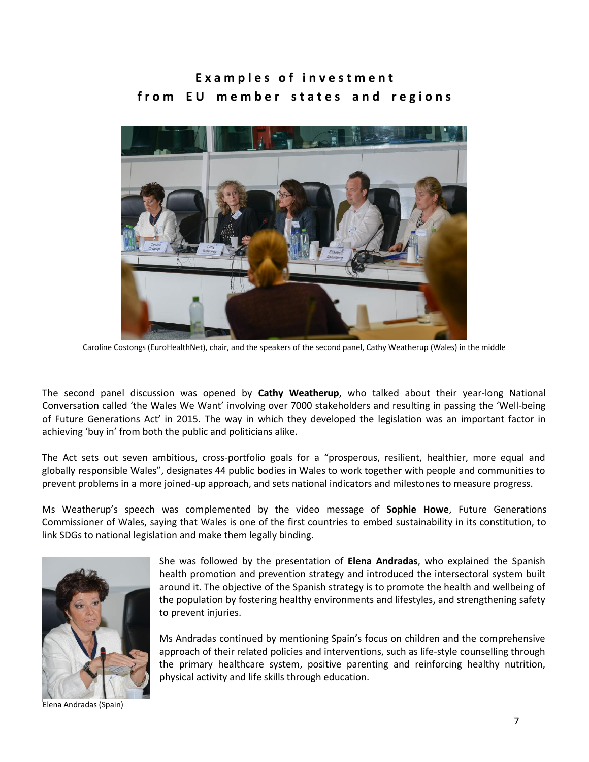# Examples of investment from EU member states and regions

Caroline Costongs (EuroHealthNet), chair, and the speakers of the second panel, Cathy Weatherup (Wales) in the middle

The second panel discussion was opened by **Cathy Weatherup**, who talked about their year-long National Conversation called 'the Wales We Want' involving over 7000 stakeholders and resulting in passing the 'Well-being of Future Generations Act' in 2015. The way in which they developed the legislation was an important factor in achieving 'buy in' from both the public and politicians alike.

The Act sets out seven ambitious, cross-portfolio goals for a "prosperous, resilient, healthier, more equal and globally responsible Wales", designates 44 public bodies in Wales to work together with people and communities to prevent problems in a more joined-up approach, and sets national indicators and milestones to measure progress.

Ms Weatherup's speech was complemented by the video message of **Sophie Howe**, Future Generations Commissioner of Wales, saying that Wales is one of the first countries to embed sustainability in its constitution, to link SDGs to national legislation and make them legally binding.

She was followed by the presentation of **Elena Andradas**, who explained the Spanish health promotion and prevention strategy and introduced the intersectoral system built around it. The objective of the Spanish strategy is to promote the health and wellbeing of the population by fostering healthy environments and lifestyles, and strengthening safety to prevent injuries.

Ms Andradas continued by mentioning Spain's focus on children and the comprehensive approach of their related policies and interventions, such as life-style counselling through the primary healthcare system, positive parenting and reinforcing healthy nutrition, physical activity and life skills through education.

Elena Andradas (Spain)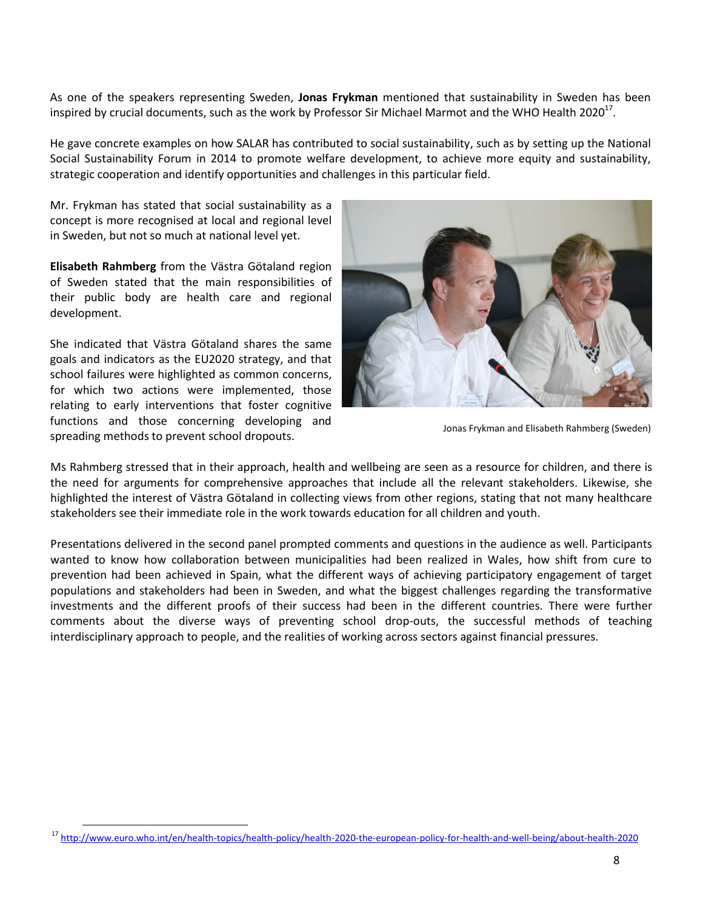As one of the speakers representing Sweden, **Jonas Frykman** mentioned that sustainability in Sweden has been inspired by crucial documents, such as the work by Professor Sir Michael Marmot and the WHO Health 2020[17].

He gave concrete examples on how SALAR has contributed to social sustainability, such as by setting up the National Social Sustainability Forum in 2014 to promote welfare development, to achieve more equity and sustainability, strategic cooperation and identify opportunities and challenges in this particular field.

Mr. Frykman has stated that social sustainability as a concept is more recognised at local and regional level in Sweden, but not so much at national level yet.

**Elisabeth Rahmberg** from the Västra Götaland region of Sweden stated that the main responsibilities of their public body are health care and regional development.

She indicated that Västra Götaland shares the same goals and indicators as the EU2020 strategy, and that school failures were highlighted as common concerns, for which two actions were implemented, those relating to early interventions that foster cognitive functions and those concerning developing and spreading methods to prevent school dropouts.

Jonas Frykman and Elisabeth Rahmberg (Sweden)

Ms Rahmberg stressed that in their approach, health and wellbeing are seen as a resource for children, and there is the need for arguments for comprehensive approaches that include all the relevant stakeholders. Likewise, she highlighted the interest of Västra Götaland in collecting views from other regions, stating that not many healthcare stakeholders see their immediate role in the work towards education for all children and youth.

Presentations delivered in the second panel prompted comments and questions in the audience as well. Participants wanted to know how collaboration between municipalities had been realized in Wales, how shift from cure to prevention had been achieved in Spain, what the different ways of achieving participatory engagement of target populations and stakeholders had been in Sweden, and what the biggest challenges regarding the transformative investments and the different proofs of their success had been in the different countries. There were further comments about the diverse ways of preventing school drop-outs, the successful methods of teaching interdisciplinary approach to people, and the realities of working across sectors against financial pressures.

[17] http://www.euro.who.int/en/health-topics/health-policy/health-2020-the-european-policy-for-health-and-well-being/about-health-2020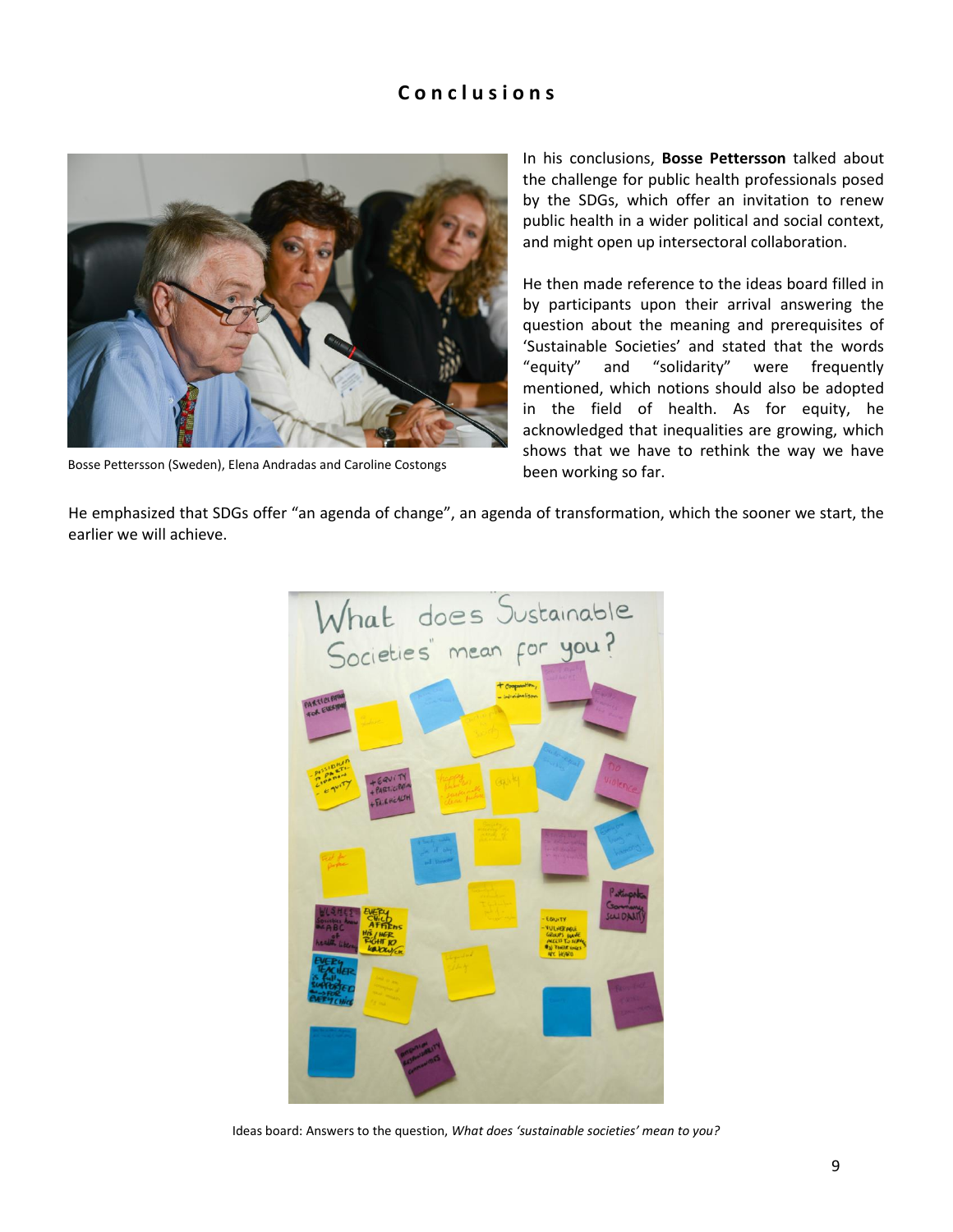## Conclusions

In his conclusions, **Bosse Pettersson** talked about the challenge for public health professionals posed by the SDGs, which offer an invitation to renew public health in a wider political and social context, and might open up intersectoral collaboration.

He then made reference to the ideas board filled in by participants upon their arrival answering the question about the meaning and prerequisites of 'Sustainable Societies' and stated that the words "equity" and "solidarity" were frequently mentioned, which notions should also be adopted in the field of health. As for equity, he acknowledged that inequalities are growing, which shows that we have to rethink the way we have been working so far.

Bosse Pettersson (Sweden), Elena Andradas and Caroline Costongs

He emphasized that SDGs offer "an agenda of change", an agenda of transformation, which the sooner we start, the earlier we will achieve.

Ideas board: Answers to the question, *What does 'sustainable societies' mean to you?*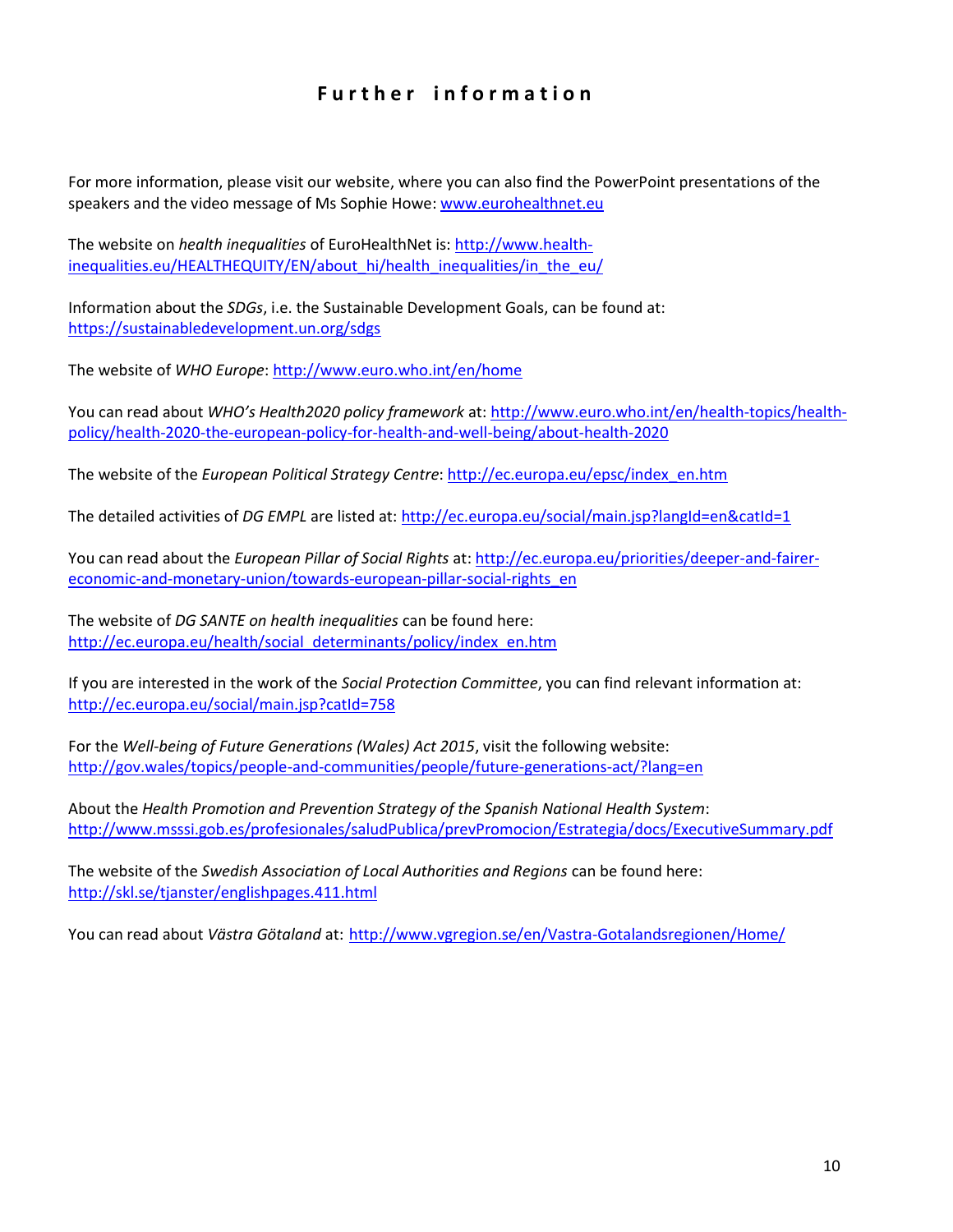# Further information

For more information, please visit our website, where you can also find the PowerPoint presentations of the speakers and the video message of Ms Sophie Howe: www.eurohealthnet.eu

The website on *health inequalities* of EuroHealthNet is: http://www.health-inequalities.eu/HEALTHEQUITY/EN/about_hi/health_inequalities/in_the_eu/

Information about the *SDGs*, i.e. the Sustainable Development Goals, can be found at: https://sustainabledevelopment.un.org/sdgs

The website of *WHO Europe*: http://www.euro.who.int/en/home

You can read about *WHO's Health2020 policy framework* at: http://www.euro.who.int/en/health-topics/health-policy/health-2020-the-european-policy-for-health-and-well-being/about-health-2020

The website of the *European Political Strategy Centre*: http://ec.europa.eu/epsc/index_en.htm

The detailed activities of *DG EMPL* are listed at: http://ec.europa.eu/social/main.jsp?langId=en&catId=1

You can read about the *European Pillar of Social Rights* at: http://ec.europa.eu/priorities/deeper-and-fairer-economic-and-monetary-union/towards-european-pillar-social-rights_en

The website of *DG SANTE on health inequalities* can be found here: http://ec.europa.eu/health/social_determinants/policy/index_en.htm

If you are interested in the work of the *Social Protection Committee*, you can find relevant information at: http://ec.europa.eu/social/main.jsp?catId=758

For the *Well-being of Future Generations (Wales) Act 2015*, visit the following website: http://gov.wales/topics/people-and-communities/people/future-generations-act/?lang=en

About the *Health Promotion and Prevention Strategy of the Spanish National Health System*: http://www.msssi.gob.es/profesionales/saludPublica/prevPromocion/Estrategia/docs/ExecutiveSummary.pdf

The website of the *Swedish Association of Local Authorities and Regions* can be found here: http://skl.se/tjanster/englishpages.411.html

You can read about *Västra Götaland* at: http://www.vgregion.se/en/Vastra-Gotalandsregionen/Home/